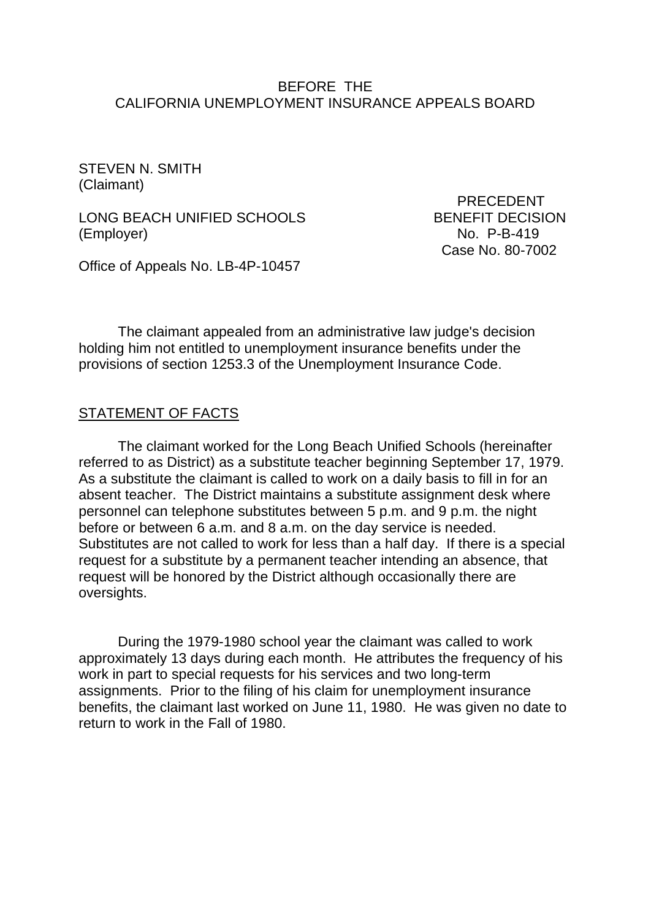BEFORE THE
CALIFORNIA UNEMPLOYMENT INSURANCE APPEALS BOARD

STEVEN N. SMITH
(Claimant)

LONG BEACH UNIFIED SCHOOLS
(Employer)

PRECEDENT
BENEFIT DECISION
No. P-B-419
Case No. 80-7002

Office of Appeals No. LB-4P-10457

The claimant appealed from an administrative law judge's decision holding him not entitled to unemployment insurance benefits under the provisions of section 1253.3 of the Unemployment Insurance Code.

## STATEMENT OF FACTS

The claimant worked for the Long Beach Unified Schools (hereinafter referred to as District) as a substitute teacher beginning September 17, 1979. As a substitute the claimant is called to work on a daily basis to fill in for an absent teacher. The District maintains a substitute assignment desk where personnel can telephone substitutes between 5 p.m. and 9 p.m. the night before or between 6 a.m. and 8 a.m. on the day service is needed. Substitutes are not called to work for less than a half day. If there is a special request for a substitute by a permanent teacher intending an absence, that request will be honored by the District although occasionally there are oversights.

During the 1979-1980 school year the claimant was called to work approximately 13 days during each month. He attributes the frequency of his work in part to special requests for his services and two long-term assignments. Prior to the filing of his claim for unemployment insurance benefits, the claimant last worked on June 11, 1980. He was given no date to return to work in the Fall of 1980.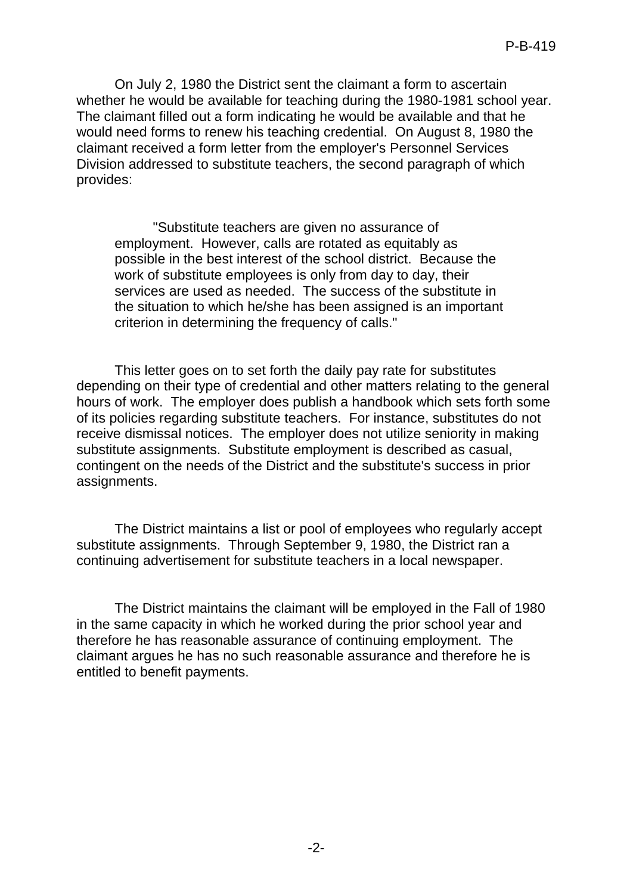On July 2, 1980 the District sent the claimant a form to ascertain whether he would be available for teaching during the 1980-1981 school year. The claimant filled out a form indicating he would be available and that he would need forms to renew his teaching credential. On August 8, 1980 the claimant received a form letter from the employer's Personnel Services Division addressed to substitute teachers, the second paragraph of which provides:

> "Substitute teachers are given no assurance of employment. However, calls are rotated as equitably as possible in the best interest of the school district. Because the work of substitute employees is only from day to day, their services are used as needed. The success of the substitute in the situation to which he/she has been assigned is an important criterion in determining the frequency of calls."

This letter goes on to set forth the daily pay rate for substitutes depending on their type of credential and other matters relating to the general hours of work. The employer does publish a handbook which sets forth some of its policies regarding substitute teachers. For instance, substitutes do not receive dismissal notices. The employer does not utilize seniority in making substitute assignments. Substitute employment is described as casual, contingent on the needs of the District and the substitute's success in prior assignments.

The District maintains a list or pool of employees who regularly accept substitute assignments. Through September 9, 1980, the District ran a continuing advertisement for substitute teachers in a local newspaper.

The District maintains the claimant will be employed in the Fall of 1980 in the same capacity in which he worked during the prior school year and therefore he has reasonable assurance of continuing employment. The claimant argues he has no such reasonable assurance and therefore he is entitled to benefit payments.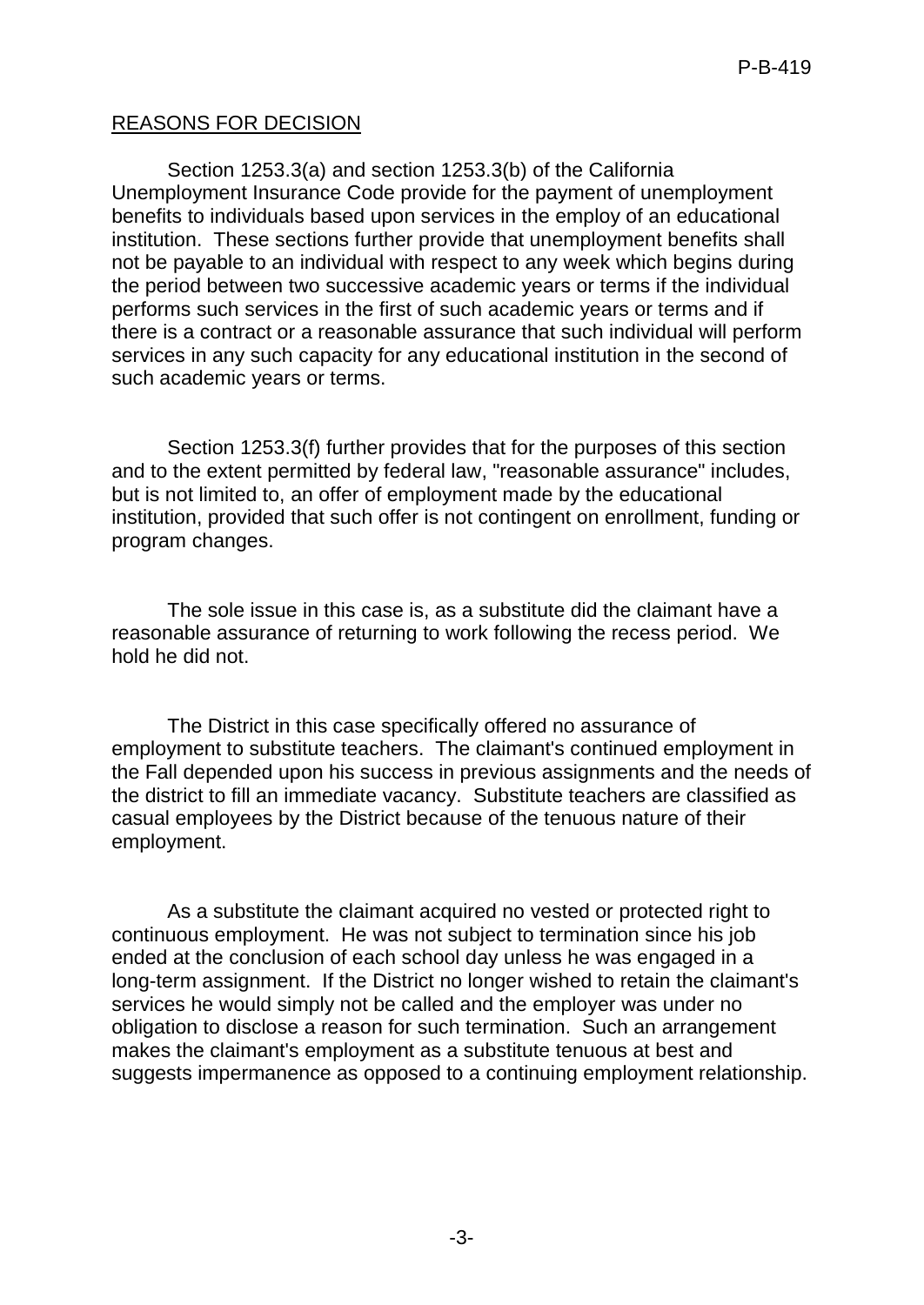## REASONS FOR DECISION

Section 1253.3(a) and section 1253.3(b) of the California Unemployment Insurance Code provide for the payment of unemployment benefits to individuals based upon services in the employ of an educational institution. These sections further provide that unemployment benefits shall not be payable to an individual with respect to any week which begins during the period between two successive academic years or terms if the individual performs such services in the first of such academic years or terms and if there is a contract or a reasonable assurance that such individual will perform services in any such capacity for any educational institution in the second of such academic years or terms.

Section 1253.3(f) further provides that for the purposes of this section and to the extent permitted by federal law, "reasonable assurance" includes, but is not limited to, an offer of employment made by the educational institution, provided that such offer is not contingent on enrollment, funding or program changes.

The sole issue in this case is, as a substitute did the claimant have a reasonable assurance of returning to work following the recess period. We hold he did not.

The District in this case specifically offered no assurance of employment to substitute teachers. The claimant's continued employment in the Fall depended upon his success in previous assignments and the needs of the district to fill an immediate vacancy. Substitute teachers are classified as casual employees by the District because of the tenuous nature of their employment.

As a substitute the claimant acquired no vested or protected right to continuous employment. He was not subject to termination since his job ended at the conclusion of each school day unless he was engaged in a long-term assignment. If the District no longer wished to retain the claimant's services he would simply not be called and the employer was under no obligation to disclose a reason for such termination. Such an arrangement makes the claimant's employment as a substitute tenuous at best and suggests impermanence as opposed to a continuing employment relationship.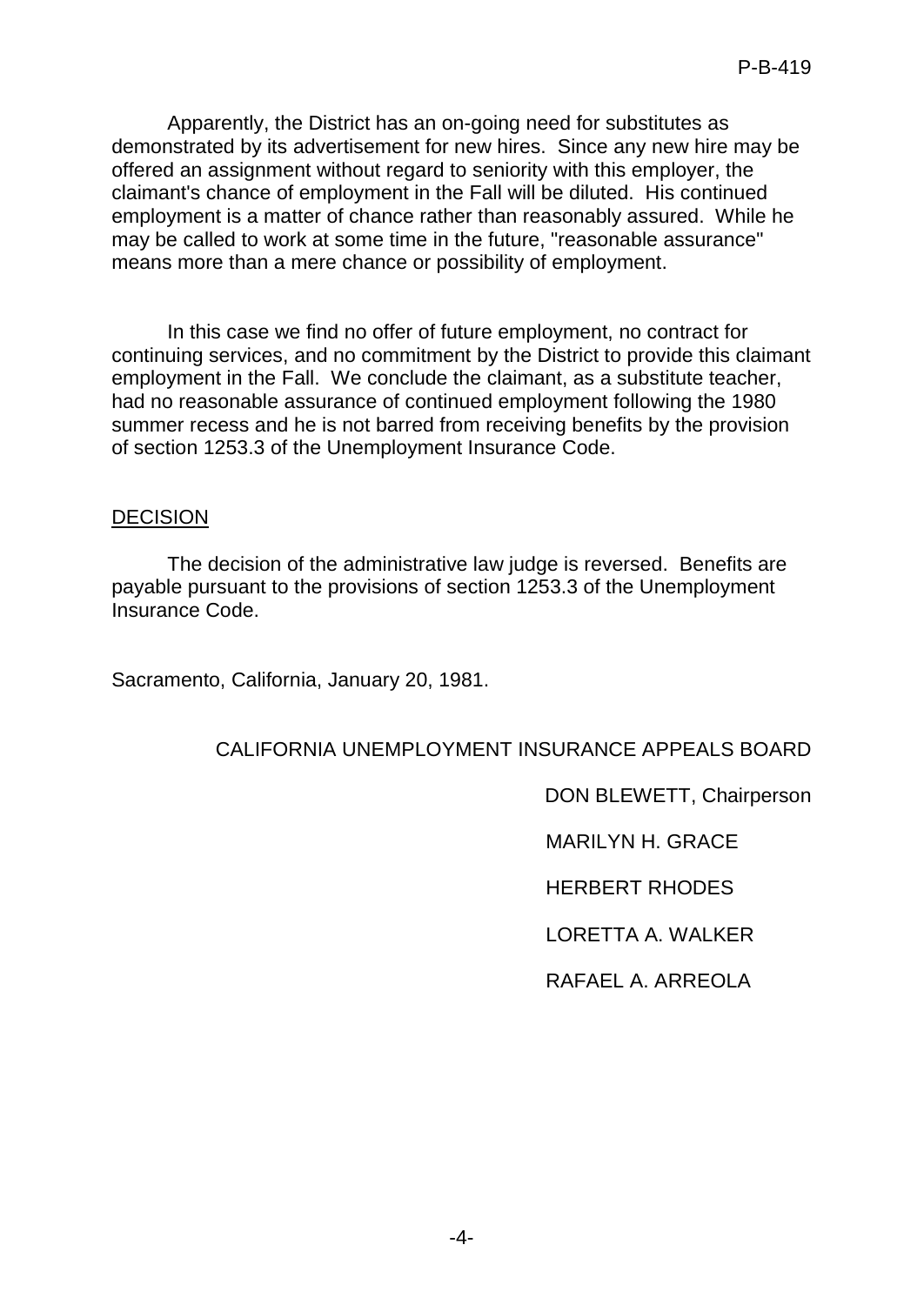Apparently, the District has an on-going need for substitutes as demonstrated by its advertisement for new hires. Since any new hire may be offered an assignment without regard to seniority with this employer, the claimant's chance of employment in the Fall will be diluted. His continued employment is a matter of chance rather than reasonably assured. While he may be called to work at some time in the future, "reasonable assurance" means more than a mere chance or possibility of employment.

In this case we find no offer of future employment, no contract for continuing services, and no commitment by the District to provide this claimant employment in the Fall. We conclude the claimant, as a substitute teacher, had no reasonable assurance of continued employment following the 1980 summer recess and he is not barred from receiving benefits by the provision of section 1253.3 of the Unemployment Insurance Code.

## DECISION

The decision of the administrative law judge is reversed. Benefits are payable pursuant to the provisions of section 1253.3 of the Unemployment Insurance Code.

Sacramento, California, January 20, 1981.

CALIFORNIA UNEMPLOYMENT INSURANCE APPEALS BOARD

DON BLEWETT, Chairperson

MARILYN H. GRACE

HERBERT RHODES

LORETTA A. WALKER

RAFAEL A. ARREOLA